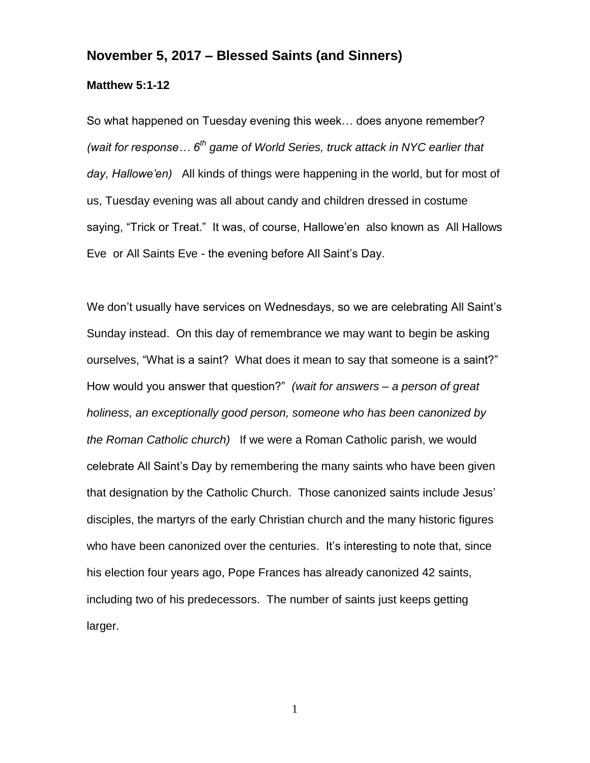## November 5, 2017 – Blessed Saints (and Sinners)

### Matthew 5:1-12

So what happened on Tuesday evening this week… does anyone remember? *(wait for response… 6th game of World Series, truck attack in NYC earlier that day, Hallowe'en)* All kinds of things were happening in the world, but for most of us, Tuesday evening was all about candy and children dressed in costume saying, "Trick or Treat." It was, of course, Hallowe'en also known as All Hallows Eve or All Saints Eve - the evening before All Saint's Day.

We don't usually have services on Wednesdays, so we are celebrating All Saint's Sunday instead. On this day of remembrance we may want to begin be asking ourselves, "What is a saint? What does it mean to say that someone is a saint?" How would you answer that question?" *(wait for answers – a person of great holiness, an exceptionally good person, someone who has been canonized by the Roman Catholic church)* If we were a Roman Catholic parish, we would celebrate All Saint's Day by remembering the many saints who have been given that designation by the Catholic Church. Those canonized saints include Jesus' disciples, the martyrs of the early Christian church and the many historic figures who have been canonized over the centuries. It's interesting to note that, since his election four years ago, Pope Frances has already canonized 42 saints, including two of his predecessors. The number of saints just keeps getting larger.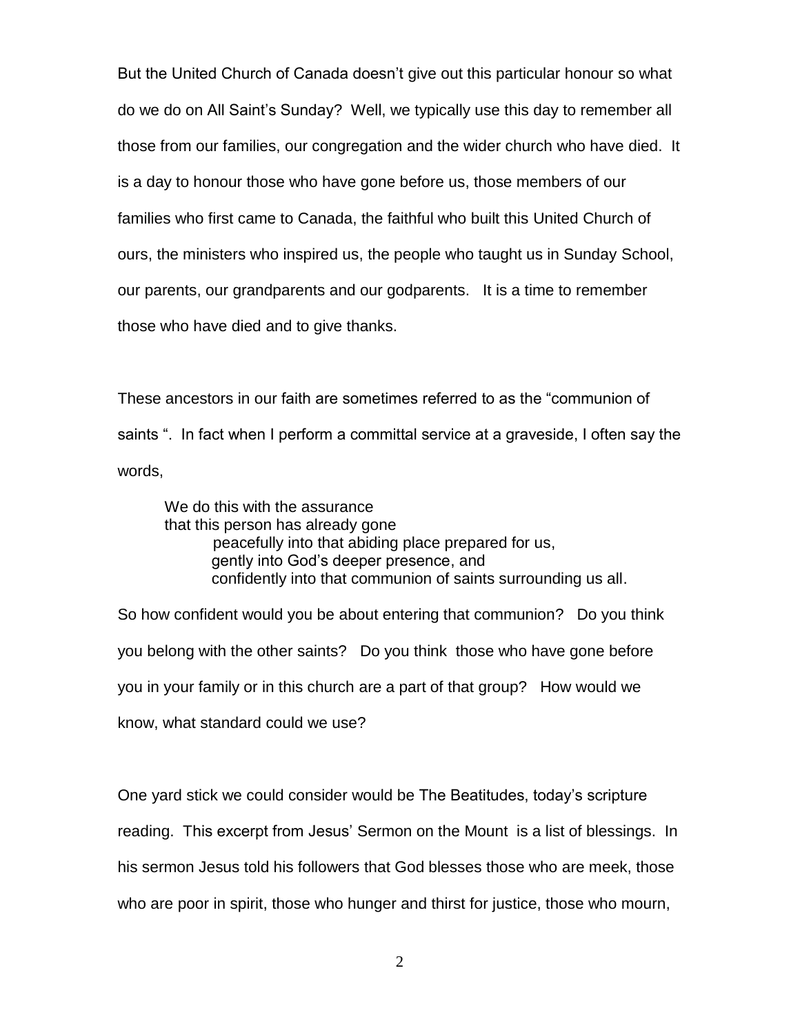But the United Church of Canada doesn't give out this particular honour so what do we do on All Saint's Sunday? Well, we typically use this day to remember all those from our families, our congregation and the wider church who have died. It is a day to honour those who have gone before us, those members of our families who first came to Canada, the faithful who built this United Church of ours, the ministers who inspired us, the people who taught us in Sunday School, our parents, our grandparents and our godparents. It is a time to remember those who have died and to give thanks.

These ancestors in our faith are sometimes referred to as the "communion of saints ". In fact when I perform a committal service at a graveside, I often say the words,

> We do this with the assurance
> that this person has already gone
> peacefully into that abiding place prepared for us,
> gently into God's deeper presence, and
> confidently into that communion of saints surrounding us all.

So how confident would you be about entering that communion? Do you think you belong with the other saints? Do you think those who have gone before you in your family or in this church are a part of that group? How would we know, what standard could we use?

One yard stick we could consider would be The Beatitudes, today's scripture reading. This excerpt from Jesus' Sermon on the Mount is a list of blessings. In his sermon Jesus told his followers that God blesses those who are meek, those who are poor in spirit, those who hunger and thirst for justice, those who mourn,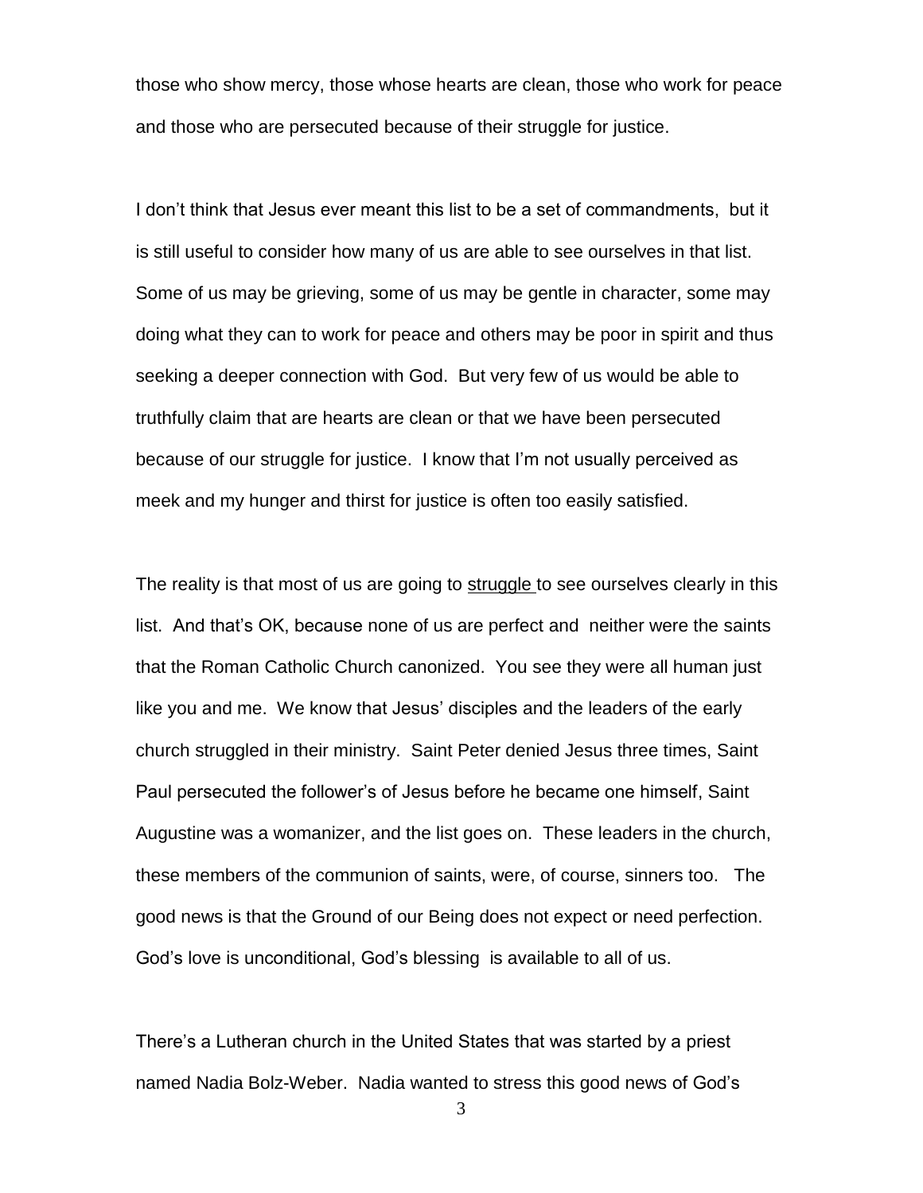those who show mercy, those whose hearts are clean, those who work for peace and those who are persecuted because of their struggle for justice.

I don't think that Jesus ever meant this list to be a set of commandments, but it is still useful to consider how many of us are able to see ourselves in that list. Some of us may be grieving, some of us may be gentle in character, some may doing what they can to work for peace and others may be poor in spirit and thus seeking a deeper connection with God. But very few of us would be able to truthfully claim that are hearts are clean or that we have been persecuted because of our struggle for justice. I know that I'm not usually perceived as meek and my hunger and thirst for justice is often too easily satisfied.

The reality is that most of us are going to <u>struggle</u> to see ourselves clearly in this list. And that's OK, because none of us are perfect and neither were the saints that the Roman Catholic Church canonized. You see they were all human just like you and me. We know that Jesus' disciples and the leaders of the early church struggled in their ministry. Saint Peter denied Jesus three times, Saint Paul persecuted the follower's of Jesus before he became one himself, Saint Augustine was a womanizer, and the list goes on. These leaders in the church, these members of the communion of saints, were, of course, sinners too. The good news is that the Ground of our Being does not expect or need perfection. God's love is unconditional, God's blessing is available to all of us.

There's a Lutheran church in the United States that was started by a priest named Nadia Bolz-Weber. Nadia wanted to stress this good news of God's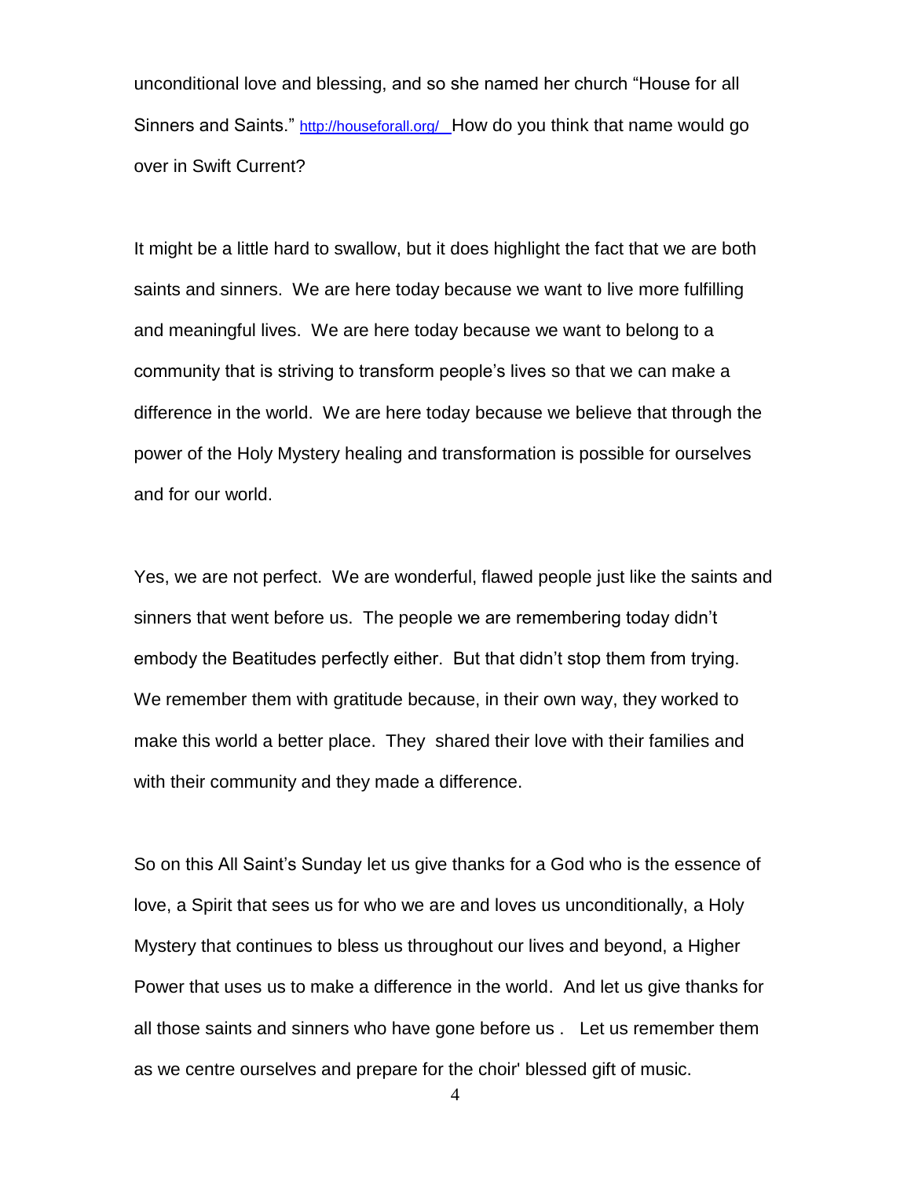unconditional love and blessing, and so she named her church "House for all Sinners and Saints." http://houseforall.org/ How do you think that name would go over in Swift Current?

It might be a little hard to swallow, but it does highlight the fact that we are both saints and sinners. We are here today because we want to live more fulfilling and meaningful lives. We are here today because we want to belong to a community that is striving to transform people's lives so that we can make a difference in the world. We are here today because we believe that through the power of the Holy Mystery healing and transformation is possible for ourselves and for our world.

Yes, we are not perfect. We are wonderful, flawed people just like the saints and sinners that went before us. The people we are remembering today didn't embody the Beatitudes perfectly either. But that didn't stop them from trying. We remember them with gratitude because, in their own way, they worked to make this world a better place. They shared their love with their families and with their community and they made a difference.

So on this All Saint's Sunday let us give thanks for a God who is the essence of love, a Spirit that sees us for who we are and loves us unconditionally, a Holy Mystery that continues to bless us throughout our lives and beyond, a Higher Power that uses us to make a difference in the world. And let us give thanks for all those saints and sinners who have gone before us . Let us remember them as we centre ourselves and prepare for the choir' blessed gift of music.